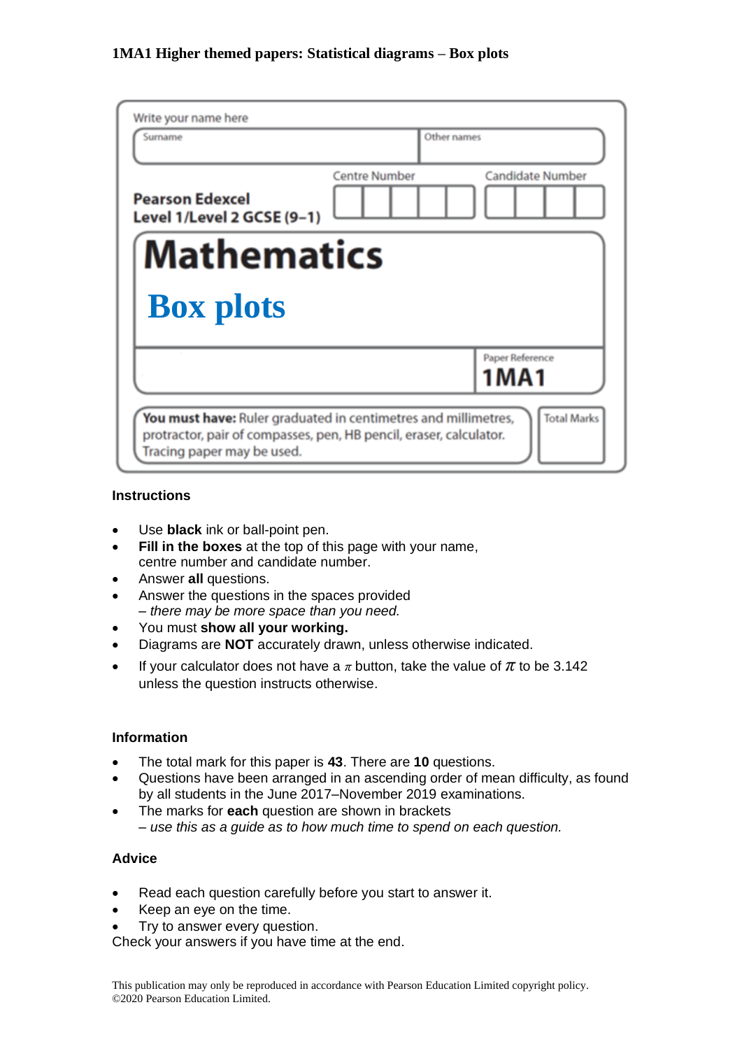**1MA1 Higher themed papers: Statistical diagrams – Box plots**

Write your name here

| Surname | Other names |
|---|---|
| | |

**Pearson Edexcel**
**Level 1/Level 2 GCSE (9–1)**

Centre Number | Candidate Number

# Mathematics

## Box plots

Paper Reference
**1MA1**

**You must have:** Ruler graduated in centimetres and millimetres, protractor, pair of compasses, pen, HB pencil, eraser, calculator. Tracing paper may be used.

Total Marks

### Instructions

- Use **black** ink or ball-point pen.
- **Fill in the boxes** at the top of this page with your name, centre number and candidate number.
- Answer **all** questions.
- Answer the questions in the spaces provided
  *– there may be more space than you need.*
- You must **show all your working.**
- Diagrams are **NOT** accurately drawn, unless otherwise indicated.
- If your calculator does not have a $\pi$ button, take the value of $\pi$ to be 3.142 unless the question instructs otherwise.

### Information

- The total mark for this paper is **43**. There are **10** questions.
- Questions have been arranged in an ascending order of mean difficulty, as found by all students in the June 2017–November 2019 examinations.
- The marks for **each** question are shown in brackets
  *– use this as a guide as to how much time to spend on each question.*

### Advice

- Read each question carefully before you start to answer it.
- Keep an eye on the time.
- Try to answer every question.

Check your answers if you have time at the end.

This publication may only be reproduced in accordance with Pearson Education Limited copyright policy.
©2020 Pearson Education Limited.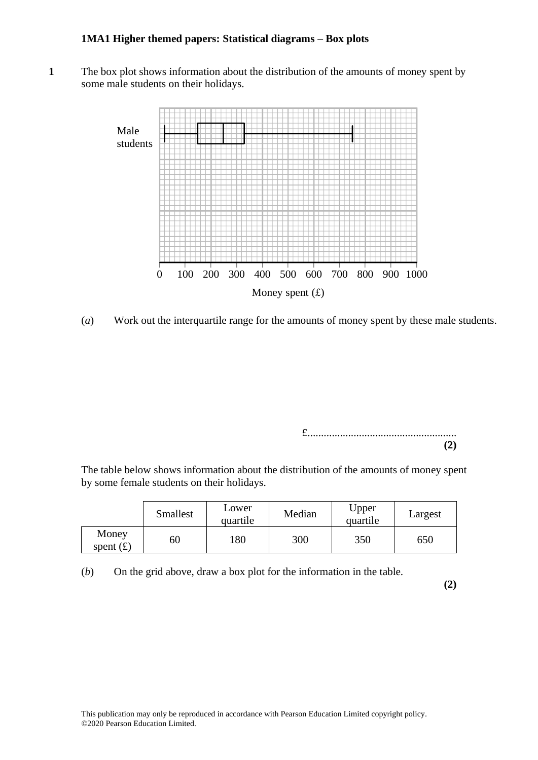**1MA1 Higher themed papers: Statistical diagrams – Box plots**

**1** The box plot shows information about the distribution of the amounts of money spent by some male students on their holidays.

Male students

0 100 200 300 400 500 600 700 800 900 1000

Money spent (£)

(*a*) Work out the interquartile range for the amounts of money spent by these male students.

£......................................................
**(2)**

The table below shows information about the distribution of the amounts of money spent by some female students on their holidays.

| | Smallest | Lower quartile | Median | Upper quartile | Largest |
|---|---|---|---|---|---|
| Money spent (£) | 60 | 180 | 300 | 350 | 650 |

(*b*) On the grid above, draw a box plot for the information in the table.
**(2)**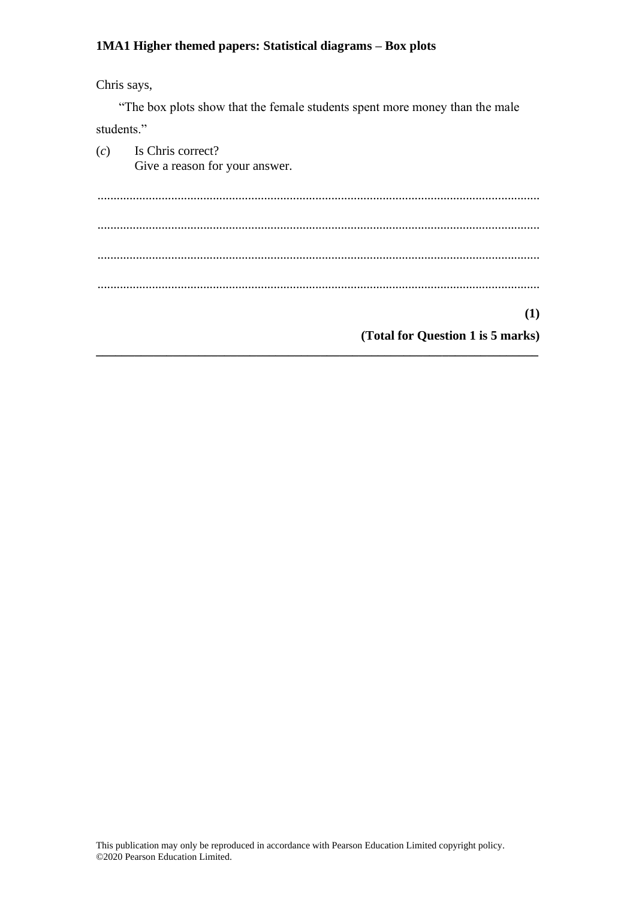Chris says,

"The box plots show that the female students spent more money than the male students."

(*c*) Is Chris correct?
Give a reason for your answer.

..........................................................................................................................................

..........................................................................................................................................

..........................................................................................................................................

..........................................................................................................................................

**(1)**

**(Total for Question 1 is 5 marks)**

---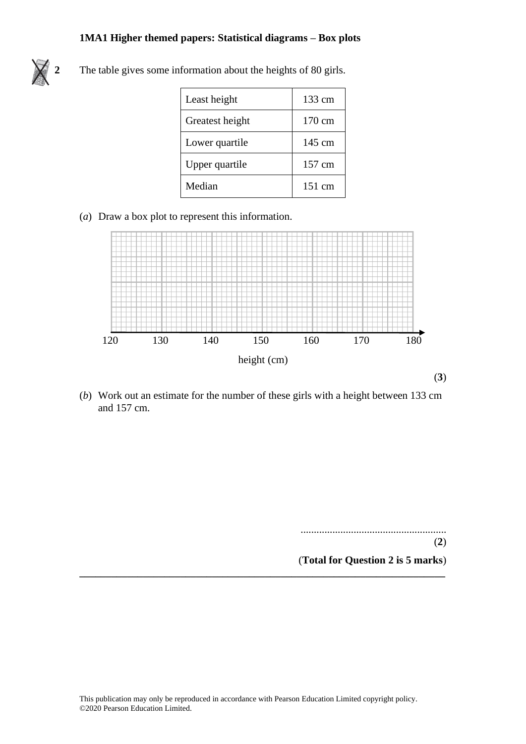**2** The table gives some information about the heights of 80 girls.

| Least height | 133 cm |
|---|---|
| Greatest height | 170 cm |
| Lower quartile | 145 cm |
| Upper quartile | 157 cm |
| Median | 151 cm |

(*a*) Draw a box plot to represent this information.

120 130 140 150 160 170 180

height (cm)

(**3**)

(*b*) Work out an estimate for the number of these girls with a height between 133 cm and 157 cm.

......................................................

(**2**)

(**Total for Question 2 is 5 marks**)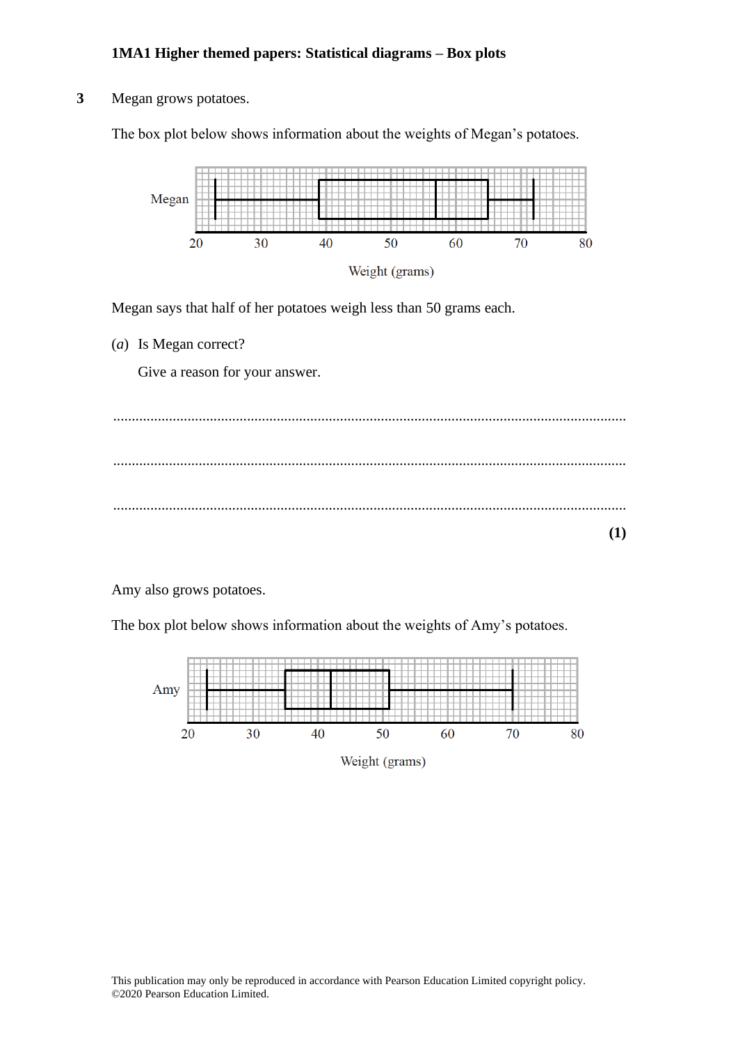**3** Megan grows potatoes.

The box plot below shows information about the weights of Megan's potatoes.

Megan says that half of her potatoes weigh less than 50 grams each.

(*a*) Is Megan correct?

Give a reason for your answer.

.......................................................................................................................................

.......................................................................................................................................

.......................................................................................................................................

**(1)**

Amy also grows potatoes.

The box plot below shows information about the weights of Amy's potatoes.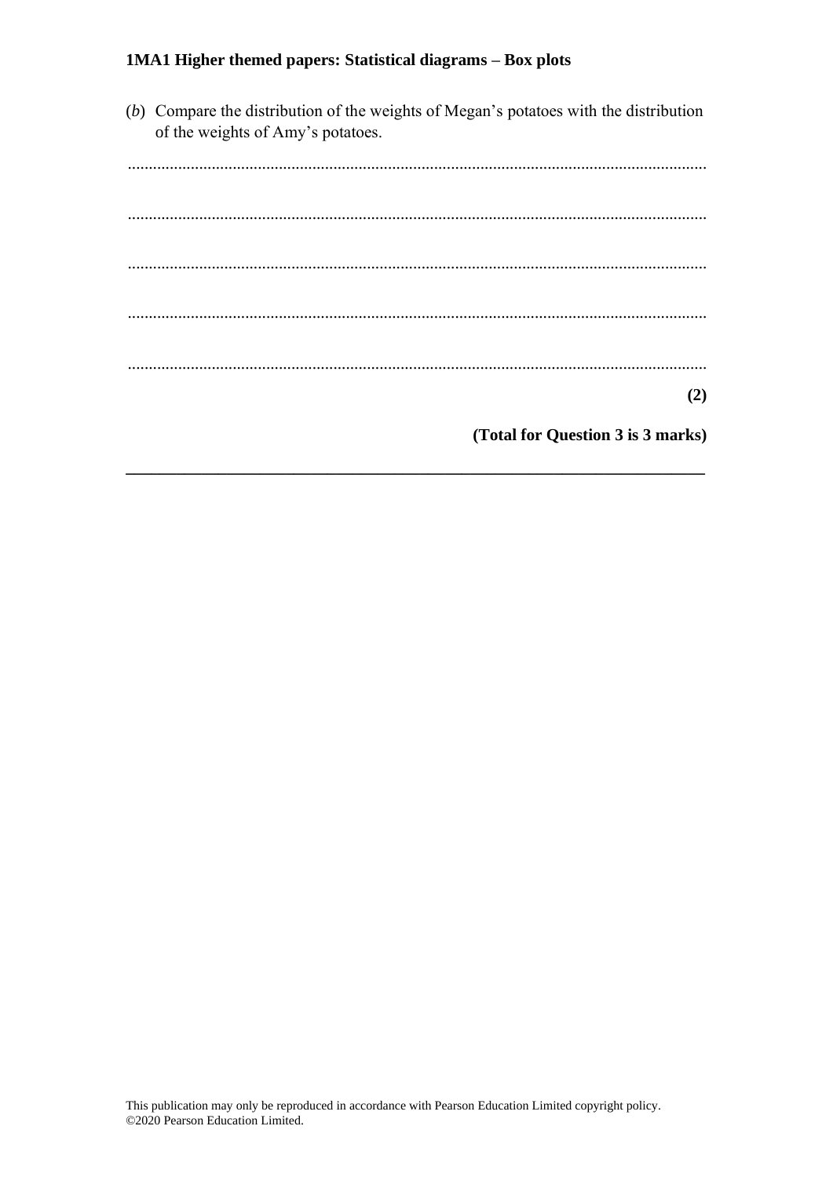(*b*) Compare the distribution of the weights of Megan's potatoes with the distribution of the weights of Amy's potatoes.

.......................................................................................................................................

.......................................................................................................................................

.......................................................................................................................................

.......................................................................................................................................

.......................................................................................................................................

**(2)**

**(Total for Question 3 is 3 marks)**

---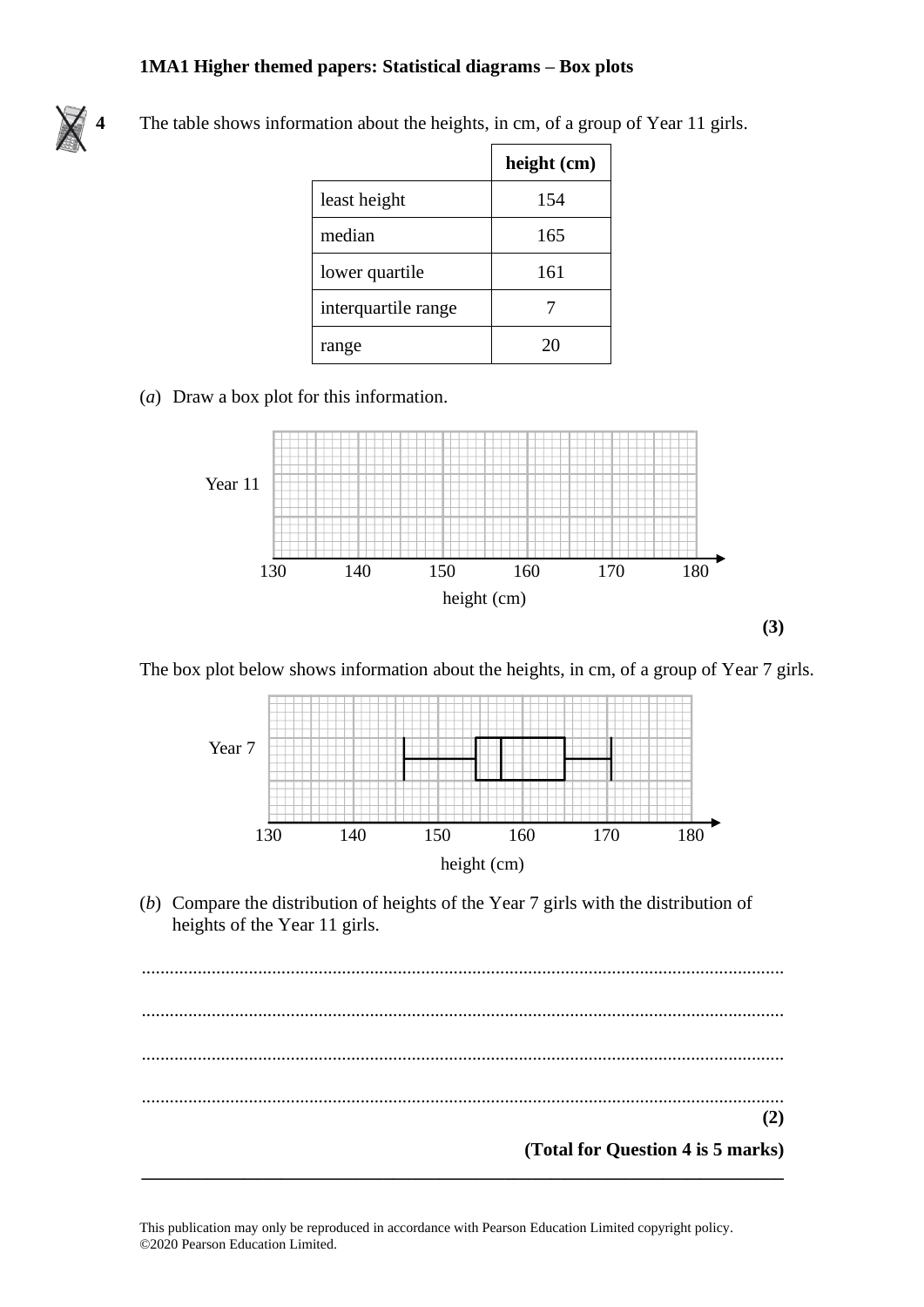**4** The table shows information about the heights, in cm, of a group of Year 11 girls.

| | height (cm) |
|---|---|
| least height | 154 |
| median | 165 |
| lower quartile | 161 |
| interquartile range | 7 |
| range | 20 |

(*a*) Draw a box plot for this information.

Year 11

130 140 150 160 170 180

height (cm)

**(3)**

The box plot below shows information about the heights, in cm, of a group of Year 7 girls.

Year 7

130 140 150 160 170 180

height (cm)

(*b*) Compare the distribution of heights of the Year 7 girls with the distribution of heights of the Year 11 girls.

.......................................................................................................................................

.......................................................................................................................................

.......................................................................................................................................

.......................................................................................................................................

**(2)**

**(Total for Question 4 is 5 marks)**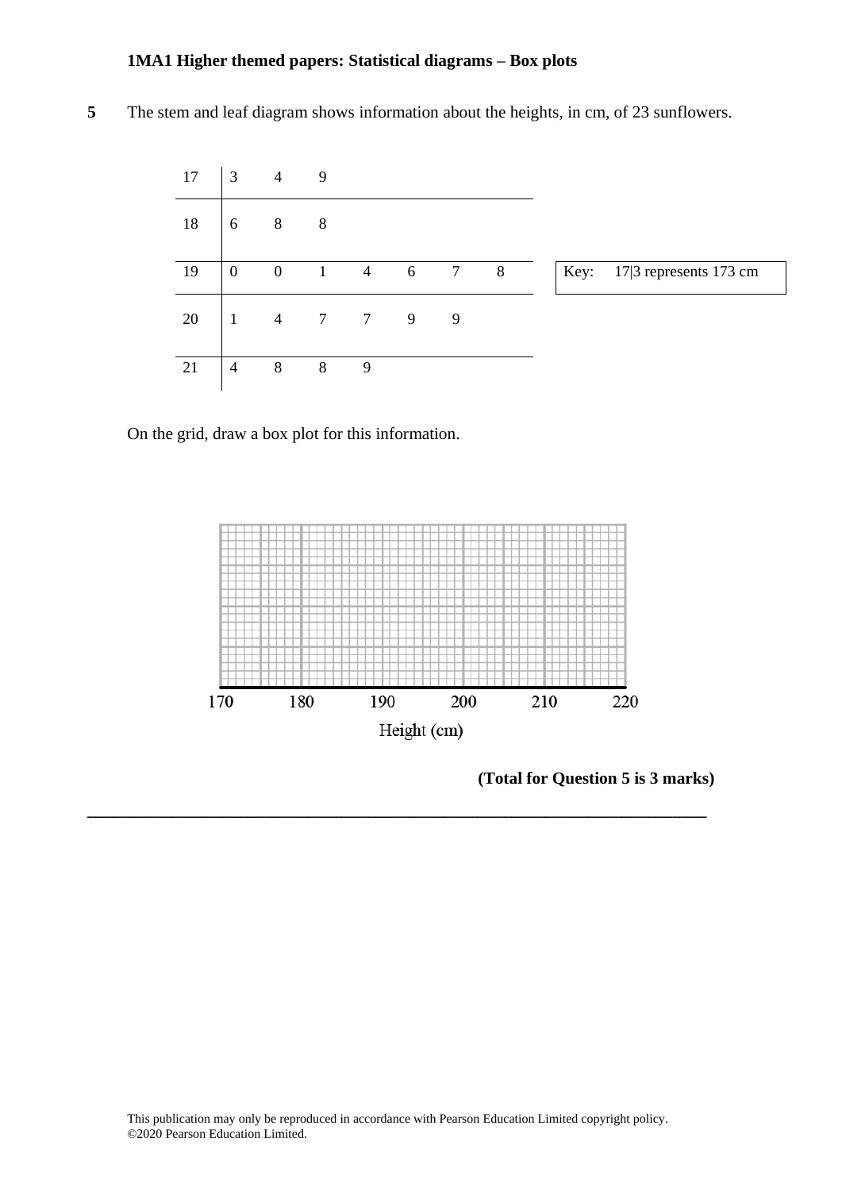**1MA1 Higher themed papers: Statistical diagrams – Box plots**

**5** The stem and leaf diagram shows information about the heights, in cm, of 23 sunflowers.

| | | | | | | | |
|---|---|---|---|---|---|---|---|
| 17 | 3 | 4 | 9 | | | | |
| 18 | 6 | 8 | 8 | | | | |
| 19 | 0 | 0 | 1 | 4 | 6 | 7 | 8 |
| 20 | 1 | 4 | 7 | 7 | 9 | 9 | |
| 21 | 4 | 8 | 8 | 9 | | | |

Key: 17|3 represents 173 cm

On the grid, draw a box plot for this information.

170 180 190 200 210 220

Height (cm)

**(Total for Question 5 is 3 marks)**

---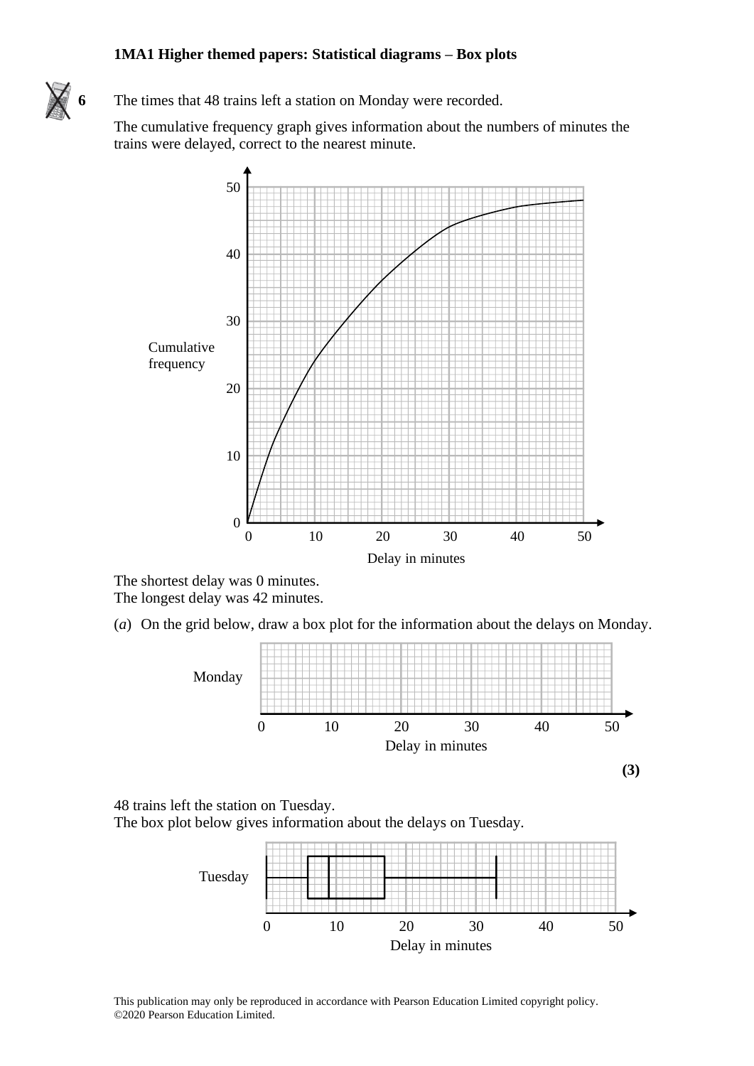**6** The times that 48 trains left a station on Monday were recorded.

The cumulative frequency graph gives information about the numbers of minutes the trains were delayed, correct to the nearest minute.

The shortest delay was 0 minutes.
The longest delay was 42 minutes.

(*a*) On the grid below, draw a box plot for the information about the delays on Monday.

**(3)**

48 trains left the station on Tuesday.
The box plot below gives information about the delays on Tuesday.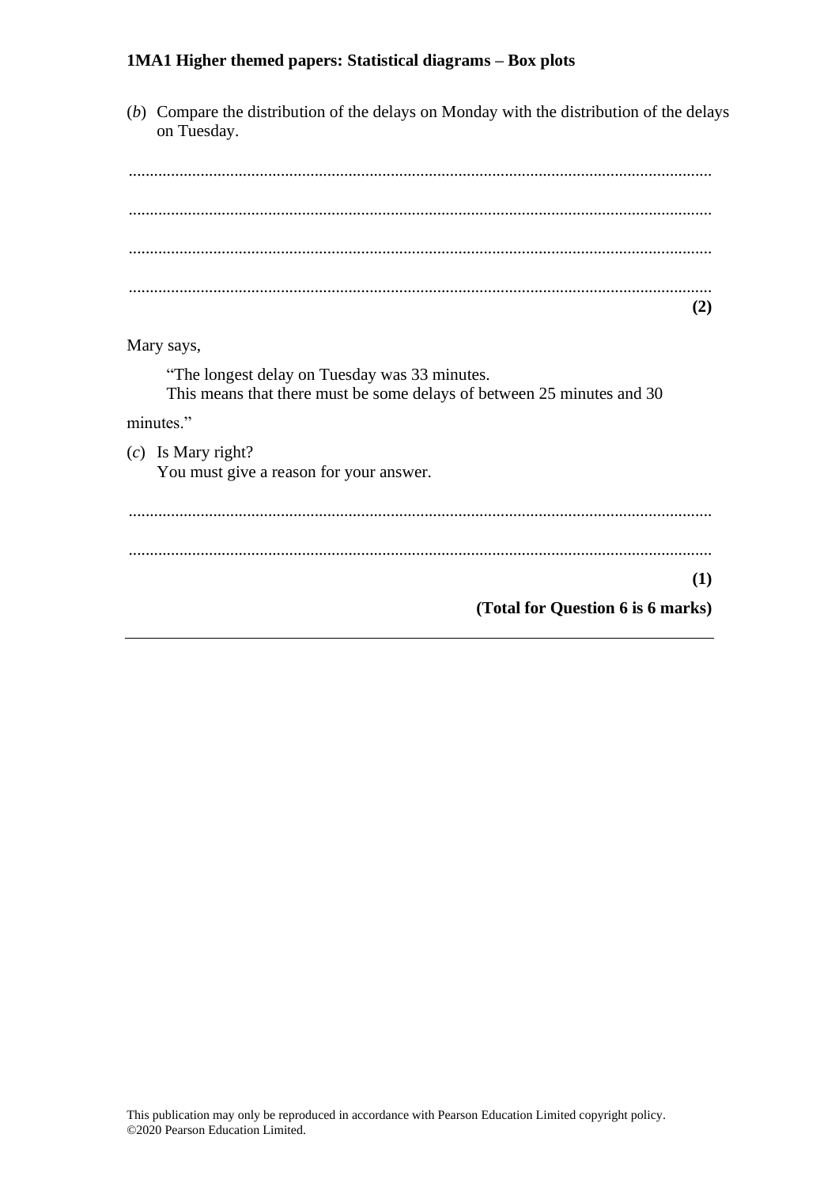(*b*) Compare the distribution of the delays on Monday with the distribution of the delays on Tuesday.

..........................................................................................................................................

..........................................................................................................................................

..........................................................................................................................................

..........................................................................................................................................

**(2)**

Mary says,

"The longest delay on Tuesday was 33 minutes.
This means that there must be some delays of between 25 minutes and 30 minutes."

(*c*) Is Mary right?
You must give a reason for your answer.

..........................................................................................................................................

..........................................................................................................................................

**(1)**

**(Total for Question 6 is 6 marks)**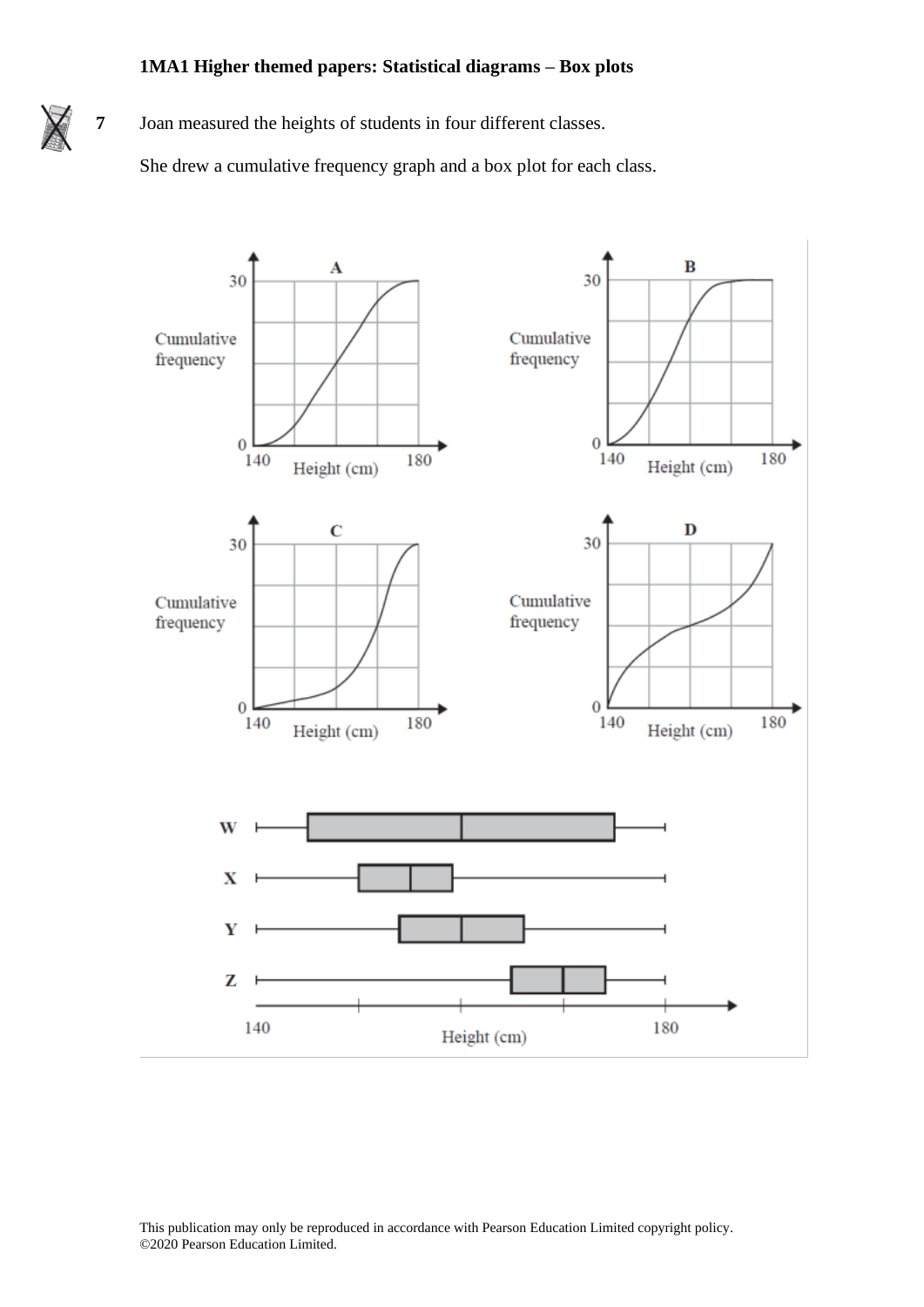## 1MA1 Higher themed papers: Statistical diagrams – Box plots

**7** Joan measured the heights of students in four different classes.

She drew a cumulative frequency graph and a box plot for each class.

A

Cumulative frequency

Height (cm)

B

Cumulative frequency

Height (cm)

C

Cumulative frequency

Height (cm)

D

Cumulative frequency

Height (cm)

W

X

Y

Z

Height (cm)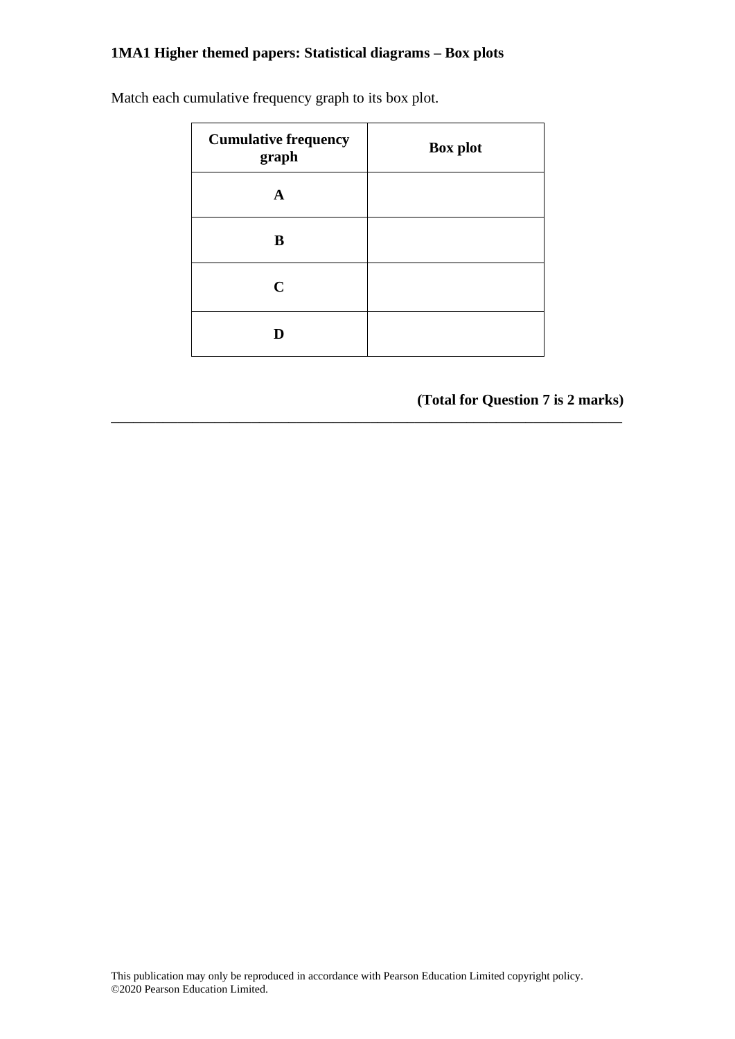Match each cumulative frequency graph to its box plot.

| Cumulative frequency graph | Box plot |
| --- | --- |
| **A** | |
| **B** | |
| **C** | |
| **D** | |

**(Total for Question 7 is 2 marks)**

---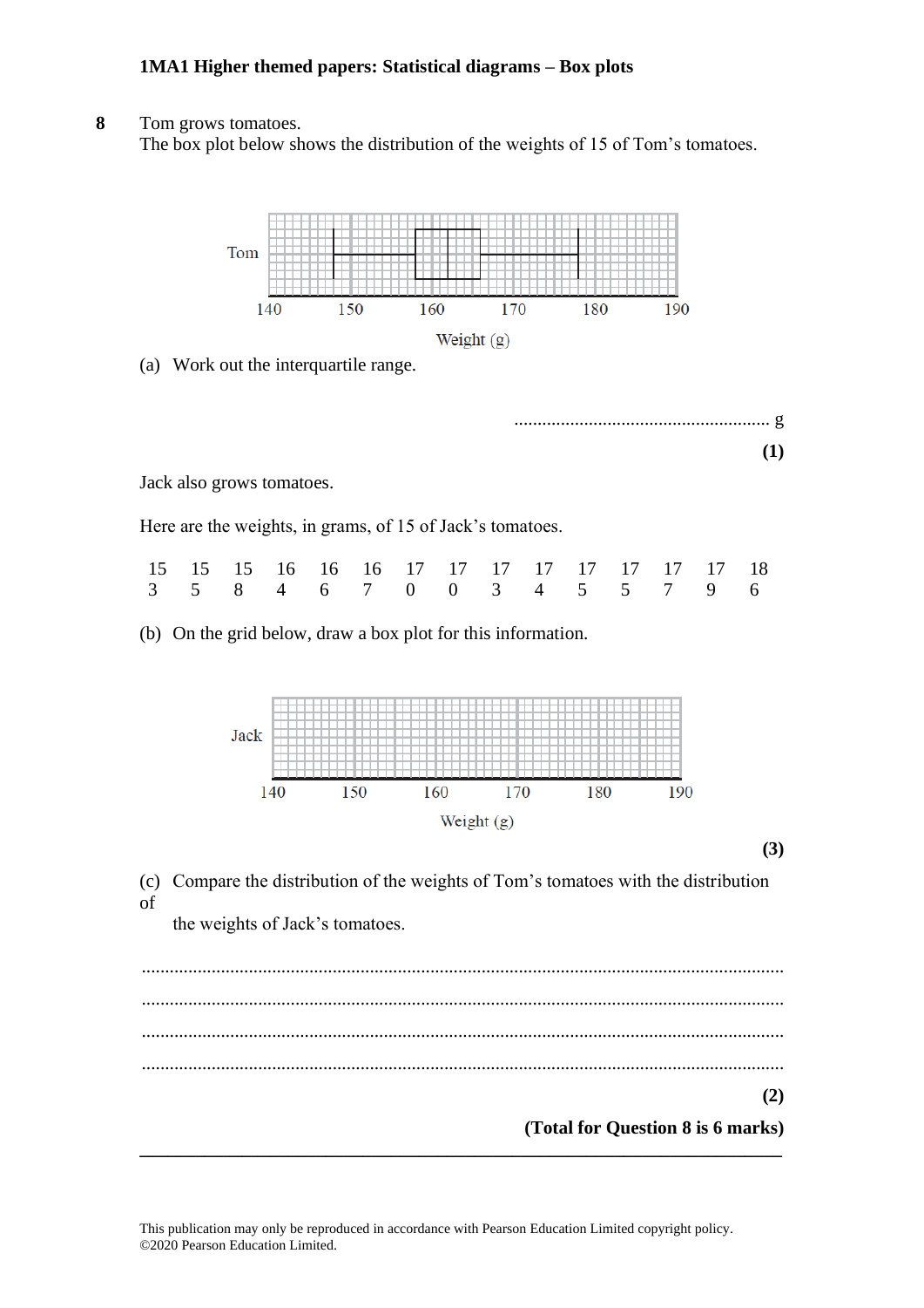## 1MA1 Higher themed papers: Statistical diagrams – Box plots

**8** Tom grows tomatoes.
The box plot below shows the distribution of the weights of 15 of Tom's tomatoes.

Tom

140 150 160 170 180 190

Weight (g)

(a) Work out the interquartile range.

....................................................... g

**(1)**

Jack also grows tomatoes.

Here are the weights, in grams, of 15 of Jack's tomatoes.

| 153 | 155 | 158 | 164 | 166 | 167 | 170 | 170 | 173 | 174 | 175 | 175 | 177 | 179 | 186 |
|---|---|---|---|---|---|---|---|---|---|---|---|---|---|---|

(b) On the grid below, draw a box plot for this information.

Jack

140 150 160 170 180 190

Weight (g)

**(3)**

(c) Compare the distribution of the weights of Tom's tomatoes with the distribution of the weights of Jack's tomatoes.

..........................................................................................................................................

..........................................................................................................................................

..........................................................................................................................................

..........................................................................................................................................

**(2)**

**(Total for Question 8 is 6 marks)**

This publication may only be reproduced in accordance with Pearson Education Limited copyright policy.
©2020 Pearson Education Limited.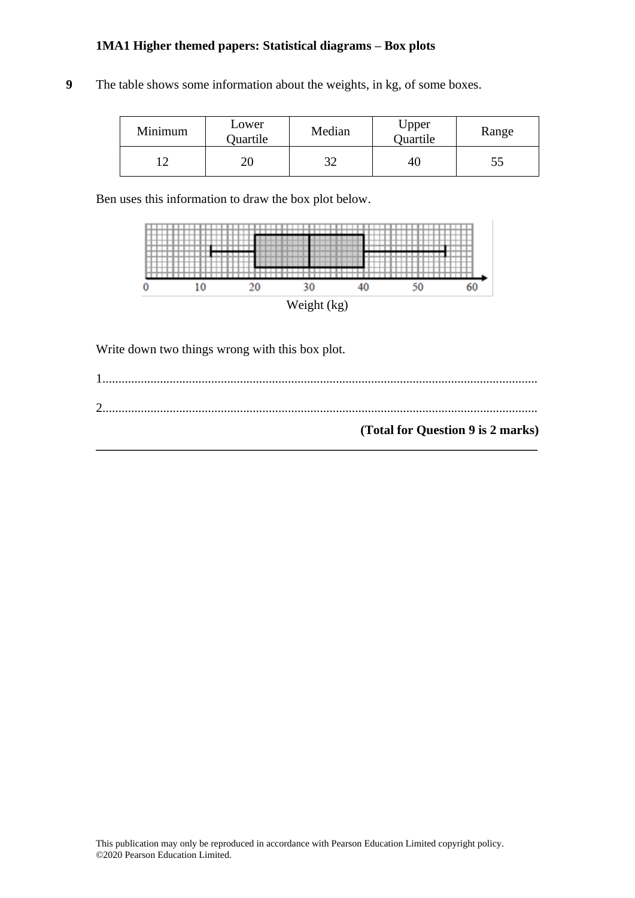**1MA1 Higher themed papers: Statistical diagrams – Box plots**

**9** The table shows some information about the weights, in kg, of some boxes.

| Minimum | Lower Quartile | Median | Upper Quartile | Range |
|---|---|---|---|---|
| 12 | 20 | 32 | 40 | 55 |

Ben uses this information to draw the box plot below.

Weight (kg)

Write down two things wrong with this box plot.

1.......................................................................................................................................

2.......................................................................................................................................

**(Total for Question 9 is 2 marks)**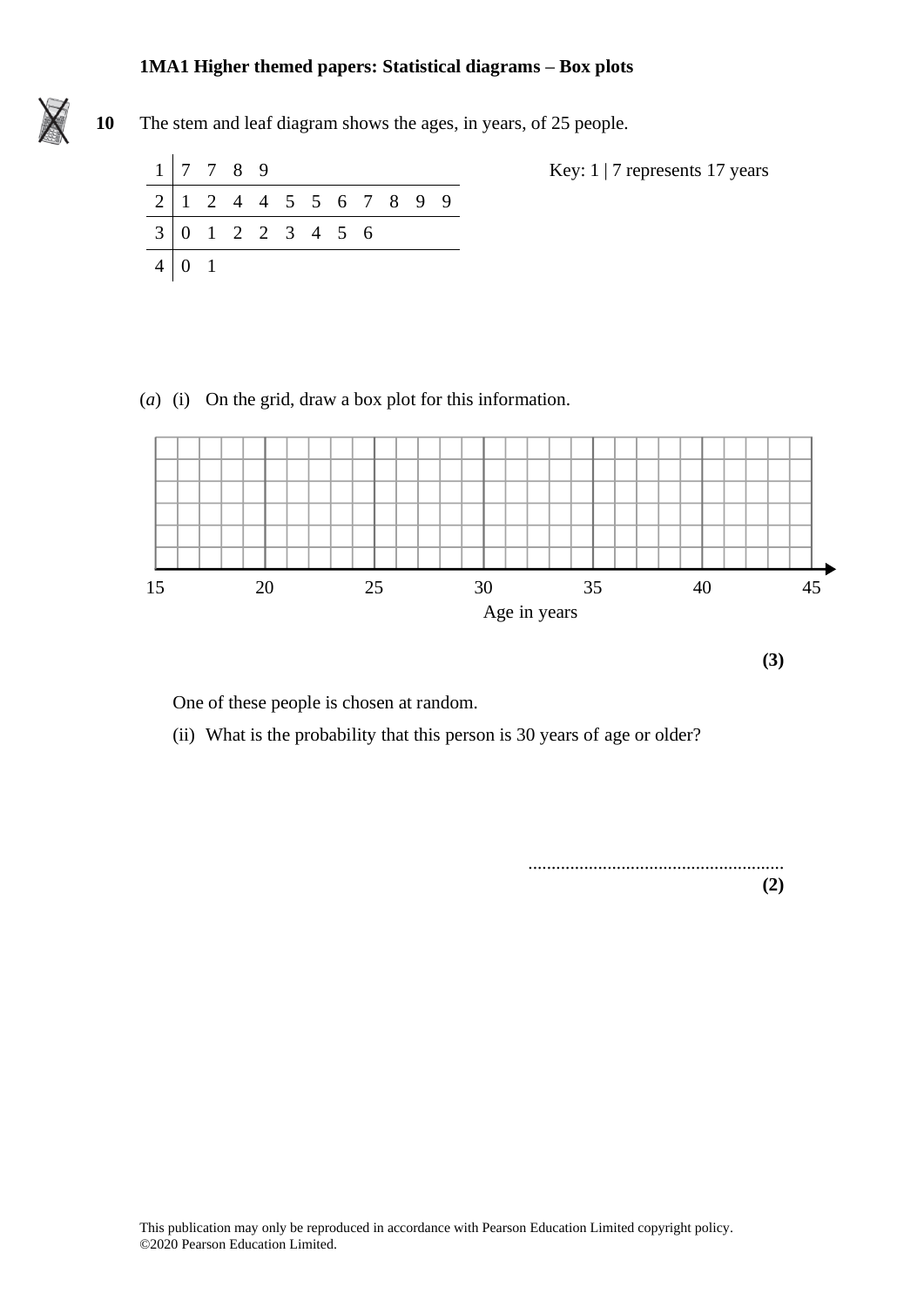**1MA1 Higher themed papers: Statistical diagrams – Box plots**

**10** The stem and leaf diagram shows the ages, in years, of 25 people.

| | |
|---|---|
| 1 | 7 7 8 9 |
| 2 | 1 2 4 4 5 5 6 7 8 9 9 |
| 3 | 0 1 2 2 3 4 5 6 |
| 4 | 0 1 |

Key: 1 | 7 represents 17 years

(*a*) (i) On the grid, draw a box plot for this information.

15 20 25 30 35 40 45

Age in years

**(3)**

One of these people is chosen at random.

(ii) What is the probability that this person is 30 years of age or older?

......................................................

**(2)**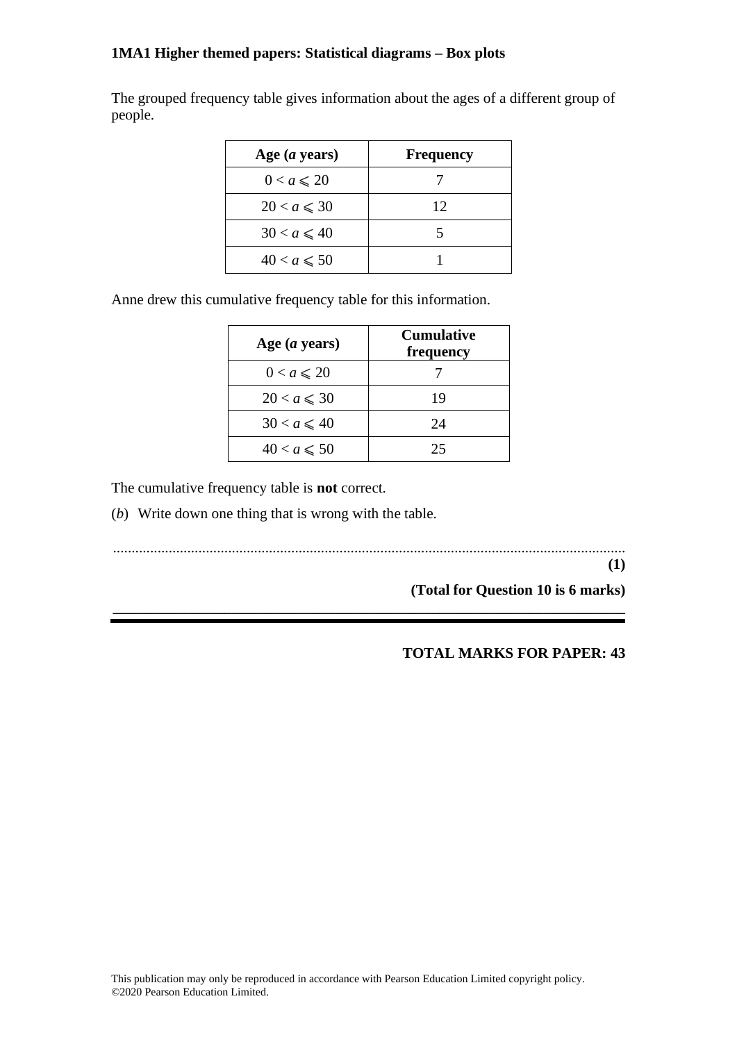The grouped frequency table gives information about the ages of a different group of people.

| Age ($a$ years) | Frequency |
| --- | --- |
| $0 < a \leqslant 20$ | 7 |
| $20 < a \leqslant 30$ | 12 |
| $30 < a \leqslant 40$ | 5 |
| $40 < a \leqslant 50$ | 1 |

Anne drew this cumulative frequency table for this information.

| Age ($a$ years) | Cumulative frequency |
| --- | --- |
| $0 < a \leqslant 20$ | 7 |
| $20 < a \leqslant 30$ | 19 |
| $30 < a \leqslant 40$ | 24 |
| $40 < a \leqslant 50$ | 25 |

The cumulative frequency table is **not** correct.

(*b*) Write down one thing that is wrong with the table.

..........................................................................................................................................

**(1)**

**(Total for Question 10 is 6 marks)**

---

**TOTAL MARKS FOR PAPER: 43**